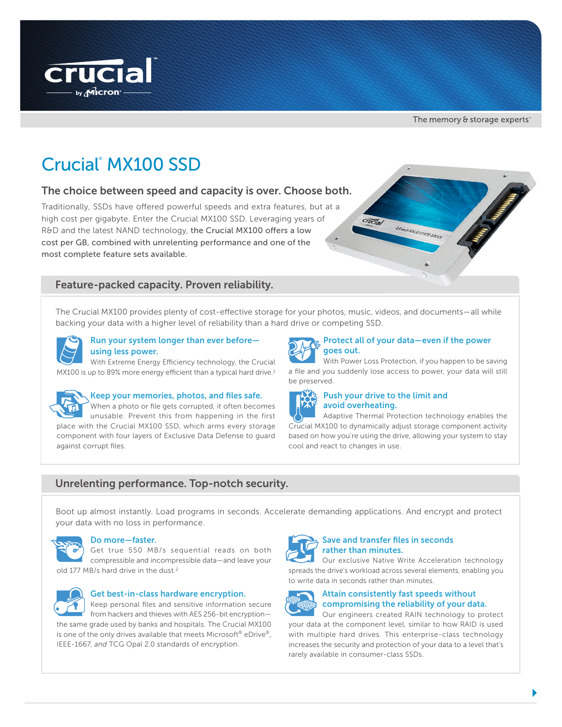crucial by Micron

The memory & storage experts™

# Crucial® MX100 SSD

## The choice between speed and capacity is over. Choose both.

Traditionally, SSDs have offered powerful speeds and extra features, but at a high cost per gigabyte. Enter the Crucial MX100 SSD. Leveraging years of R&D and the latest NAND technology, **the Crucial MX100 offers a low cost per GB, combined with unrelenting performance and one of the most complete feature sets available.**

## Feature-packed capacity. Proven reliability.

The Crucial MX100 provides plenty of cost-effective storage for your photos, music, videos, and documents—all while backing your data with a higher level of reliability than a hard drive or competing SSD.

### Run your system longer than ever before—using less power.

With Extreme Energy Efficiency technology, the Crucial MX100 is up to 89% more energy efficient than a typical hard drive.[1]

### Keep your memories, photos, and files safe.

When a photo or file gets corrupted, it often becomes unusable. Prevent this from happening in the first place with the Crucial MX100 SSD, which arms every storage component with four layers of Exclusive Data Defense to guard against corrupt files.

### Protect all of your data—even if the power goes out.

With Power Loss Protection, if you happen to be saving a file and you suddenly lose access to power, your data will still be preserved.

### Push your drive to the limit and avoid overheating.

Adaptive Thermal Protection technology enables the Crucial MX100 to dynamically adjust storage component activity based on how you're using the drive, allowing your system to stay cool and react to changes in use.

## Unrelenting performance. Top-notch security.

Boot up almost instantly. Load programs in seconds. Accelerate demanding applications. And encrypt and protect your data with no loss in performance.

### Do more—faster.

Get true 550 MB/s sequential reads on both compressible and incompressible data—and leave your old 177 MB/s hard drive in the dust.[2]

### Get best-in-class hardware encryption.

Keep personal files and sensitive information secure from hackers and thieves with AES 256-bit encryption—the same grade used by banks and hospitals. The Crucial MX100 is one of the only drives available that meets Microsoft® eDrive®, IEEE-1667, *and* TCG Opal 2.0 standards of encryption.

### Save and transfer files in seconds rather than minutes.

Our exclusive Native Write Acceleration technology spreads the drive's workload across several elements, enabling you to write data in seconds rather than minutes.

### Attain consistently fast speeds without compromising the reliability of your data.

Our engineers created RAIN technology to protect your data at the component level, similar to how RAID is used with multiple hard drives. This enterprise-class technology increases the security and protection of your data to a level that's rarely available in consumer-class SSDs.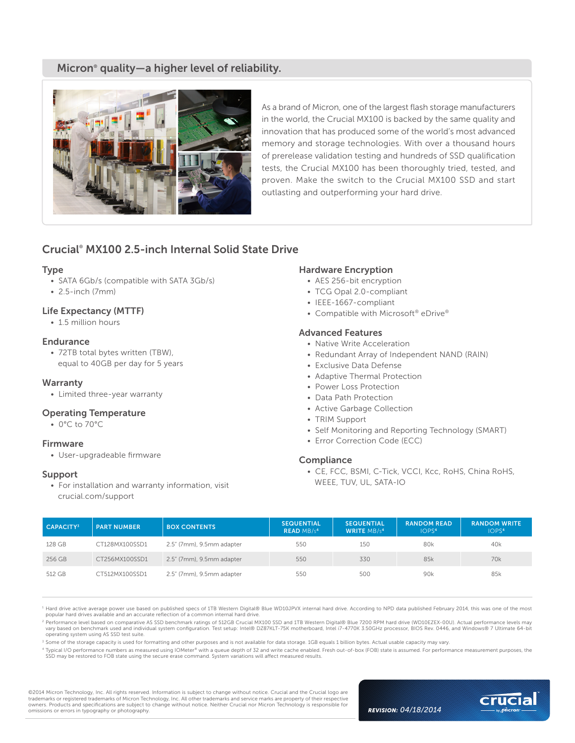## Micron® quality—a higher level of reliability.

As a brand of Micron, one of the largest flash storage manufacturers in the world, the Crucial MX100 is backed by the same quality and innovation that has produced some of the world's most advanced memory and storage technologies. With over a thousand hours of prerelease validation testing and hundreds of SSD qualification tests, the Crucial MX100 has been thoroughly tried, tested, and proven. Make the switch to the Crucial MX100 SSD and start outlasting and outperforming your hard drive.

## Crucial® MX100 2.5-inch Internal Solid State Drive

### Type

- SATA 6Gb/s (compatible with SATA 3Gb/s)
- 2.5-inch (7mm)

### Life Expectancy (MTTF)

- 1.5 million hours

### Endurance

- 72TB total bytes written (TBW), equal to 40GB per day for 5 years

### Warranty

- Limited three-year warranty

### Operating Temperature

- 0°C to 70°C

### Firmware

- User-upgradeable firmware

### Support

- For installation and warranty information, visit crucial.com/support

### Hardware Encryption

- AES 256-bit encryption
- TCG Opal 2.0-compliant
- IEEE-1667-compliant
- Compatible with Microsoft® eDrive®

### Advanced Features

- Native Write Acceleration
- Redundant Array of Independent NAND (RAIN)
- Exclusive Data Defense
- Adaptive Thermal Protection
- Power Loss Protection
- Data Path Protection
- Active Garbage Collection
- TRIM Support
- Self Monitoring and Reporting Technology (SMART)
- Error Correction Code (ECC)

### Compliance

- CE, FCC, BSMI, C-Tick, VCCI, Kcc, RoHS, China RoHS, WEEE, TUV, UL, SATA-IO

| CAPACITY[3] | PART NUMBER | BOX CONTENTS | SEQUENTIAL READ MB/s[4] | SEQUENTIAL WRITE MB/s[4] | RANDOM READ IOPS[4] | RANDOM WRITE IOPS[4] |
|---|---|---|---|---|---|---|
| 128 GB | CT128MX100SSD1 | 2.5" (7mm), 9.5mm adapter | 550 | 150 | 80k | 40k |
| 256 GB | CT256MX100SSD1 | 2.5" (7mm), 9.5mm adapter | 550 | 330 | 85k | 70k |
| 512 GB | CT512MX100SSD1 | 2.5" (7mm), 9.5mm adapter | 550 | 500 | 90k | 85k |

[1] Hard drive active average power use based on published specs of 1TB Western Digital® Blue WD10JPVX internal hard drive. According to NPD data published February 2014, this was one of the most popular hard drives available and an accurate reflection of a common internal hard drive.

[2] Performance level based on comparative AS SSD benchmark ratings of 512GB Crucial MX100 SSD and 1TB Western Digital® Blue 7200 RPM hard drive (WD10EZEX-00U). Actual performance levels may vary based on benchmark used and individual system configuration. Test setup: Intel® DZ87KLT-75K motherboard, Intel i7-4770K 3.50GHz processor, BIOS Rev. 0446, and Windows® 7 Ultimate 64-bit operating system using AS SSD test suite.

[3] Some of the storage capacity is used for formatting and other purposes and is not available for data storage. 1GB equals 1 billion bytes. Actual usable capacity may vary.

[4] Typical I/O performance numbers as measured using IOMeter® with a queue depth of 32 and write cache enabled. Fresh out-of-box (FOB) state is assumed. For performance measurement purposes, the SSD may be restored to FOB state using the secure erase command. System variations will affect measured results.

©2014 Micron Technology, Inc. All rights reserved. Information is subject to change without notice. Crucial and the Crucial logo are trademarks or registered trademarks of Micron Technology, Inc. All other trademarks and service marks are property of their respective owners. Products and specifications are subject to change without notice. Neither Crucial nor Micron Technology is responsible for omissions or errors in typography or photography.

**REVISION:** *04/18/2014*